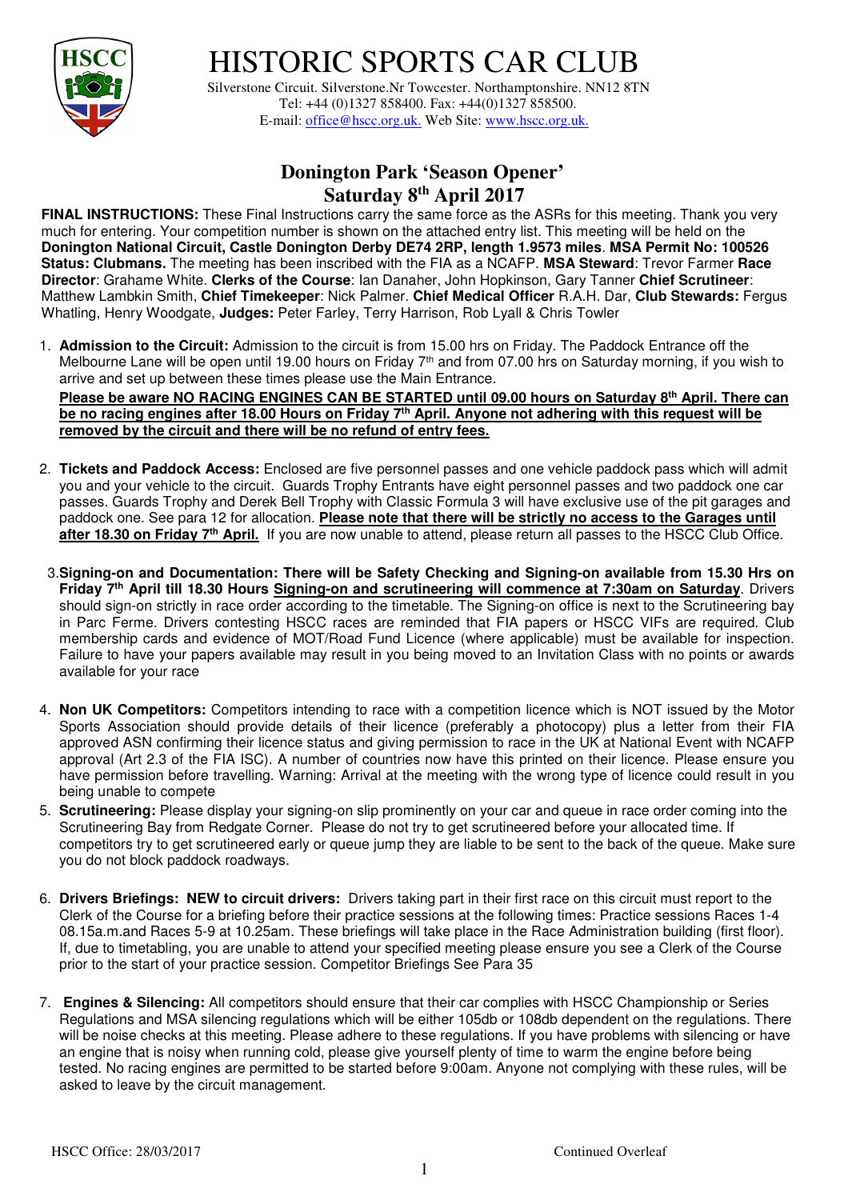# HISTORIC SPORTS CAR CLUB

Silverstone Circuit. Silverstone.Nr Towcester. Northamptonshire. NN12 8TN
Tel: +44 (0)1327 858400. Fax: +44(0)1327 858500.
E-mail: office@hscc.org.uk. Web Site: www.hscc.org.uk.

## Donington Park 'Season Opener'
## Saturday 8th April 2017

**FINAL INSTRUCTIONS:** These Final Instructions carry the same force as the ASRs for this meeting. Thank you very much for entering. Your competition number is shown on the attached entry list. This meeting will be held on the **Donington National Circuit, Castle Donington Derby DE74 2RP, length 1.9573 miles**. **MSA Permit No: 100526 Status: Clubmans.** The meeting has been inscribed with the FIA as a NCAFP. **MSA Steward**: Trevor Farmer **Race Director**: Grahame White. **Clerks of the Course**: Ian Danaher, John Hopkinson, Gary Tanner **Chief Scrutineer**: Matthew Lambkin Smith, **Chief Timekeeper**: Nick Palmer. **Chief Medical Officer** R.A.H. Dar, **Club Stewards:** Fergus Whatling, Henry Woodgate, **Judges:** Peter Farley, Terry Harrison, Rob Lyall & Chris Towler

1. **Admission to the Circuit:** Admission to the circuit is from 15.00 hrs on Friday. The Paddock Entrance off the Melbourne Lane will be open until 19.00 hours on Friday 7th and from 07.00 hrs on Saturday morning, if you wish to arrive and set up between these times please use the Main Entrance.
   **Please be aware NO RACING ENGINES CAN BE STARTED until 09.00 hours on Saturday 8th April. There can be no racing engines after 18.00 Hours on Friday 7th April. Anyone not adhering with this request will be removed by the circuit and there will be no refund of entry fees.**

2. **Tickets and Paddock Access:** Enclosed are five personnel passes and one vehicle paddock pass which will admit you and your vehicle to the circuit. Guards Trophy Entrants have eight personnel passes and two paddock one car passes. Guards Trophy and Derek Bell Trophy with Classic Formula 3 will have exclusive use of the pit garages and paddock one. See para 12 for allocation. **Please note that there will be strictly no access to the Garages until after 18.30 on Friday 7th April.** If you are now unable to attend, please return all passes to the HSCC Club Office.

3. **Signing-on and Documentation: There will be Safety Checking and Signing-on available from 15.30 Hrs on Friday 7th April till 18.30 Hours Signing-on and scrutineering will commence at 7:30am on Saturday**. Drivers should sign-on strictly in race order according to the timetable. The Signing-on office is next to the Scrutineering bay in Parc Ferme. Drivers contesting HSCC races are reminded that FIA papers or HSCC VIFs are required. Club membership cards and evidence of MOT/Road Fund Licence (where applicable) must be available for inspection. Failure to have your papers available may result in you being moved to an Invitation Class with no points or awards available for your race

4. **Non UK Competitors:** Competitors intending to race with a competition licence which is NOT issued by the Motor Sports Association should provide details of their licence (preferably a photocopy) plus a letter from their FIA approved ASN confirming their licence status and giving permission to race in the UK at National Event with NCAFP approval (Art 2.3 of the FIA ISC). A number of countries now have this printed on their licence. Please ensure you have permission before travelling. Warning: Arrival at the meeting with the wrong type of licence could result in you being unable to compete

5. **Scrutineering:** Please display your signing-on slip prominently on your car and queue in race order coming into the Scrutineering Bay from Redgate Corner. Please do not try to get scrutineered before your allocated time. If competitors try to get scrutineered early or queue jump they are liable to be sent to the back of the queue. Make sure you do not block paddock roadways.

6. **Drivers Briefings: NEW to circuit drivers:** Drivers taking part in their first race on this circuit must report to the Clerk of the Course for a briefing before their practice sessions at the following times: Practice sessions Races 1-4 08.15a.m.and Races 5-9 at 10.25am. These briefings will take place in the Race Administration building (first floor). If, due to timetabling, you are unable to attend your specified meeting please ensure you see a Clerk of the Course prior to the start of your practice session. Competitor Briefings See Para 35

7. **Engines & Silencing:** All competitors should ensure that their car complies with HSCC Championship or Series Regulations and MSA silencing regulations which will be either 105db or 108db dependent on the regulations. There will be noise checks at this meeting. Please adhere to these regulations. If you have problems with silencing or have an engine that is noisy when running cold, please give yourself plenty of time to warm the engine before being tested. No racing engines are permitted to be started before 9:00am. Anyone not complying with these rules, will be asked to leave by the circuit management.

HSCC Office: 28/03/2017 Continued Overleaf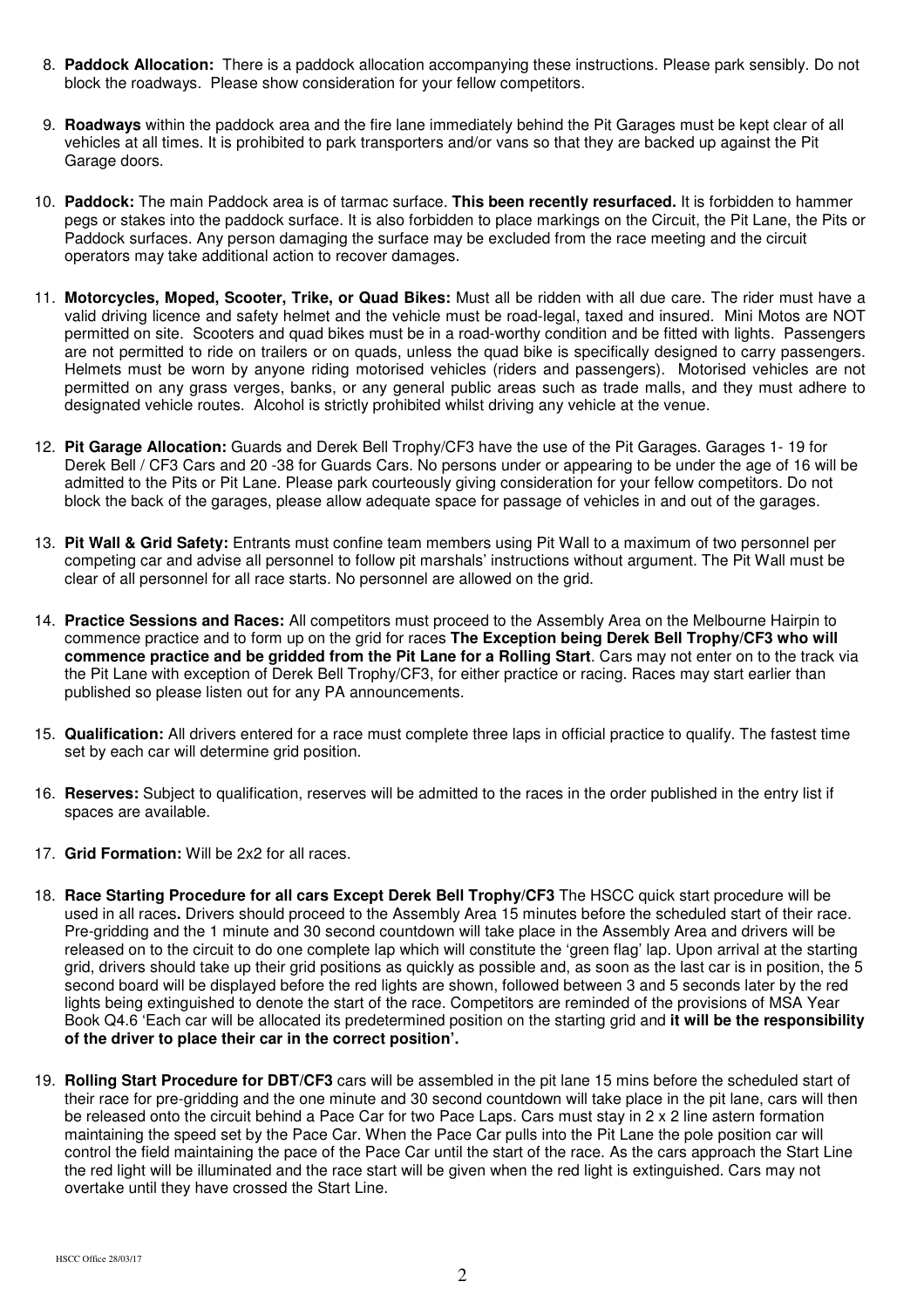8. **Paddock Allocation:** There is a paddock allocation accompanying these instructions. Please park sensibly. Do not block the roadways. Please show consideration for your fellow competitors.

9. **Roadways** within the paddock area and the fire lane immediately behind the Pit Garages must be kept clear of all vehicles at all times. It is prohibited to park transporters and/or vans so that they are backed up against the Pit Garage doors.

10. **Paddock:** The main Paddock area is of tarmac surface. **This been recently resurfaced.** It is forbidden to hammer pegs or stakes into the paddock surface. It is also forbidden to place markings on the Circuit, the Pit Lane, the Pits or Paddock surfaces. Any person damaging the surface may be excluded from the race meeting and the circuit operators may take additional action to recover damages.

11. **Motorcycles, Moped, Scooter, Trike, or Quad Bikes:** Must all be ridden with all due care. The rider must have a valid driving licence and safety helmet and the vehicle must be road-legal, taxed and insured. Mini Motos are NOT permitted on site. Scooters and quad bikes must be in a road-worthy condition and be fitted with lights. Passengers are not permitted to ride on trailers or on quads, unless the quad bike is specifically designed to carry passengers. Helmets must be worn by anyone riding motorised vehicles (riders and passengers). Motorised vehicles are not permitted on any grass verges, banks, or any general public areas such as trade malls, and they must adhere to designated vehicle routes. Alcohol is strictly prohibited whilst driving any vehicle at the venue.

12. **Pit Garage Allocation:** Guards and Derek Bell Trophy/CF3 have the use of the Pit Garages. Garages 1- 19 for Derek Bell / CF3 Cars and 20 -38 for Guards Cars. No persons under or appearing to be under the age of 16 will be admitted to the Pits or Pit Lane. Please park courteously giving consideration for your fellow competitors. Do not block the back of the garages, please allow adequate space for passage of vehicles in and out of the garages.

13. **Pit Wall & Grid Safety:** Entrants must confine team members using Pit Wall to a maximum of two personnel per competing car and advise all personnel to follow pit marshals' instructions without argument. The Pit Wall must be clear of all personnel for all race starts. No personnel are allowed on the grid.

14. **Practice Sessions and Races:** All competitors must proceed to the Assembly Area on the Melbourne Hairpin to commence practice and to form up on the grid for races **The Exception being Derek Bell Trophy/CF3 who will commence practice and be gridded from the Pit Lane for a Rolling Start**. Cars may not enter on to the track via the Pit Lane with exception of Derek Bell Trophy/CF3, for either practice or racing. Races may start earlier than published so please listen out for any PA announcements.

15. **Qualification:** All drivers entered for a race must complete three laps in official practice to qualify. The fastest time set by each car will determine grid position.

16. **Reserves:** Subject to qualification, reserves will be admitted to the races in the order published in the entry list if spaces are available.

17. **Grid Formation:** Will be 2x2 for all races.

18. **Race Starting Procedure for all cars Except Derek Bell Trophy/CF3** The HSCC quick start procedure will be used in all races**.** Drivers should proceed to the Assembly Area 15 minutes before the scheduled start of their race. Pre-gridding and the 1 minute and 30 second countdown will take place in the Assembly Area and drivers will be released on to the circuit to do one complete lap which will constitute the 'green flag' lap. Upon arrival at the starting grid, drivers should take up their grid positions as quickly as possible and, as soon as the last car is in position, the 5 second board will be displayed before the red lights are shown, followed between 3 and 5 seconds later by the red lights being extinguished to denote the start of the race. Competitors are reminded of the provisions of MSA Year Book Q4.6 'Each car will be allocated its predetermined position on the starting grid and **it will be the responsibility of the driver to place their car in the correct position'.**

19. **Rolling Start Procedure for DBT/CF3** cars will be assembled in the pit lane 15 mins before the scheduled start of their race for pre-gridding and the one minute and 30 second countdown will take place in the pit lane, cars will then be released onto the circuit behind a Pace Car for two Pace Laps. Cars must stay in 2 x 2 line astern formation maintaining the speed set by the Pace Car. When the Pace Car pulls into the Pit Lane the pole position car will control the field maintaining the pace of the Pace Car until the start of the race. As the cars approach the Start Line the red light will be illuminated and the race start will be given when the red light is extinguished. Cars may not overtake until they have crossed the Start Line.

HSCC Office 28/03/17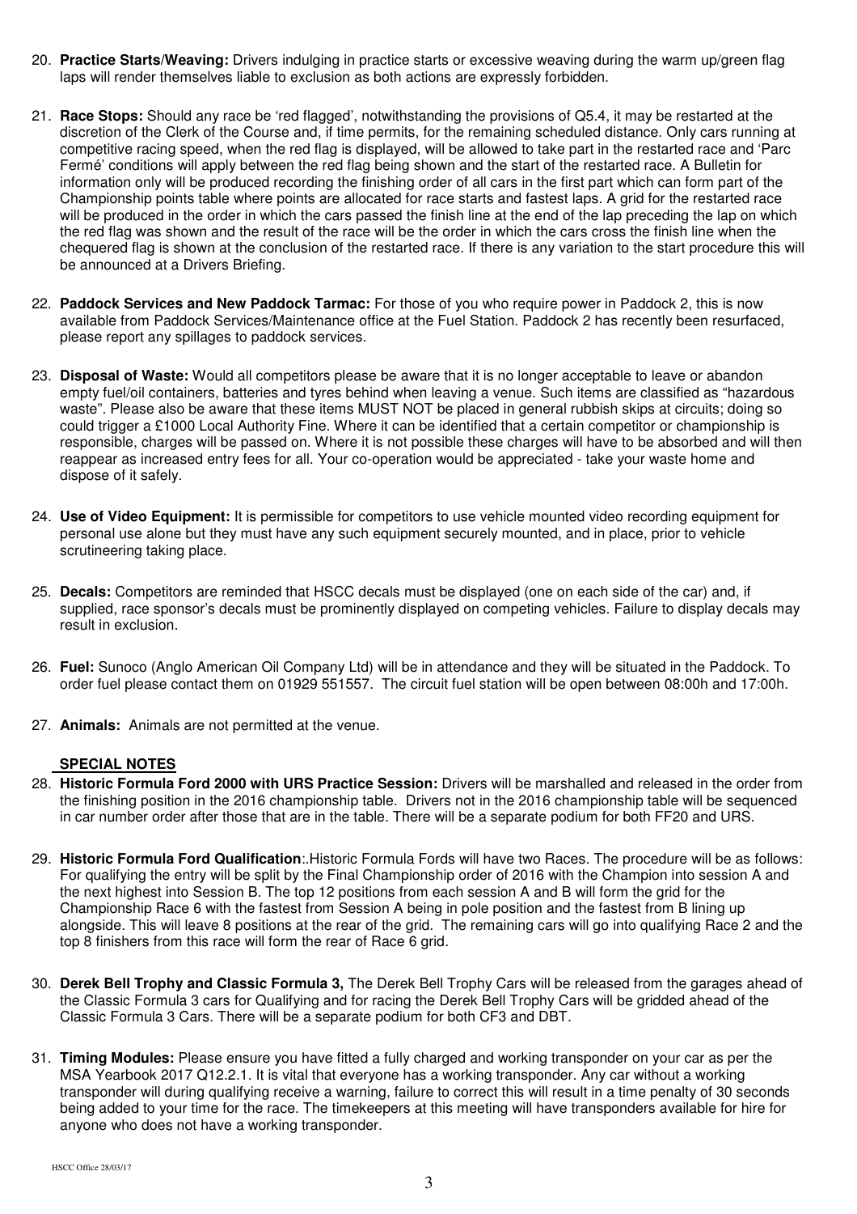20. **Practice Starts/Weaving:** Drivers indulging in practice starts or excessive weaving during the warm up/green flag laps will render themselves liable to exclusion as both actions are expressly forbidden.

21. **Race Stops:** Should any race be 'red flagged', notwithstanding the provisions of Q5.4, it may be restarted at the discretion of the Clerk of the Course and, if time permits, for the remaining scheduled distance. Only cars running at competitive racing speed, when the red flag is displayed, will be allowed to take part in the restarted race and 'Parc Fermé' conditions will apply between the red flag being shown and the start of the restarted race. A Bulletin for information only will be produced recording the finishing order of all cars in the first part which can form part of the Championship points table where points are allocated for race starts and fastest laps. A grid for the restarted race will be produced in the order in which the cars passed the finish line at the end of the lap preceding the lap on which the red flag was shown and the result of the race will be the order in which the cars cross the finish line when the chequered flag is shown at the conclusion of the restarted race. If there is any variation to the start procedure this will be announced at a Drivers Briefing.

22. **Paddock Services and New Paddock Tarmac:** For those of you who require power in Paddock 2, this is now available from Paddock Services/Maintenance office at the Fuel Station. Paddock 2 has recently been resurfaced, please report any spillages to paddock services.

23. **Disposal of Waste:** Would all competitors please be aware that it is no longer acceptable to leave or abandon empty fuel/oil containers, batteries and tyres behind when leaving a venue. Such items are classified as "hazardous waste". Please also be aware that these items MUST NOT be placed in general rubbish skips at circuits; doing so could trigger a £1000 Local Authority Fine. Where it can be identified that a certain competitor or championship is responsible, charges will be passed on. Where it is not possible these charges will have to be absorbed and will then reappear as increased entry fees for all. Your co-operation would be appreciated - take your waste home and dispose of it safely.

24. **Use of Video Equipment:** It is permissible for competitors to use vehicle mounted video recording equipment for personal use alone but they must have any such equipment securely mounted, and in place, prior to vehicle scrutineering taking place.

25. **Decals:** Competitors are reminded that HSCC decals must be displayed (one on each side of the car) and, if supplied, race sponsor's decals must be prominently displayed on competing vehicles. Failure to display decals may result in exclusion.

26. **Fuel:** Sunoco (Anglo American Oil Company Ltd) will be in attendance and they will be situated in the Paddock. To order fuel please contact them on 01929 551557. The circuit fuel station will be open between 08:00h and 17:00h.

27. **Animals:** Animals are not permitted at the venue.

## SPECIAL NOTES

28. **Historic Formula Ford 2000 with URS Practice Session:** Drivers will be marshalled and released in the order from the finishing position in the 2016 championship table. Drivers not in the 2016 championship table will be sequenced in car number order after those that are in the table. There will be a separate podium for both FF20 and URS.

29. **Historic Formula Ford Qualification**:.Historic Formula Fords will have two Races. The procedure will be as follows: For qualifying the entry will be split by the Final Championship order of 2016 with the Champion into session A and the next highest into Session B. The top 12 positions from each session A and B will form the grid for the Championship Race 6 with the fastest from Session A being in pole position and the fastest from B lining up alongside. This will leave 8 positions at the rear of the grid. The remaining cars will go into qualifying Race 2 and the top 8 finishers from this race will form the rear of Race 6 grid.

30. **Derek Bell Trophy and Classic Formula 3,** The Derek Bell Trophy Cars will be released from the garages ahead of the Classic Formula 3 cars for Qualifying and for racing the Derek Bell Trophy Cars will be gridded ahead of the Classic Formula 3 Cars. There will be a separate podium for both CF3 and DBT.

31. **Timing Modules:** Please ensure you have fitted a fully charged and working transponder on your car as per the MSA Yearbook 2017 Q12.2.1. It is vital that everyone has a working transponder. Any car without a working transponder will during qualifying receive a warning, failure to correct this will result in a time penalty of 30 seconds being added to your time for the race. The timekeepers at this meeting will have transponders available for hire for anyone who does not have a working transponder.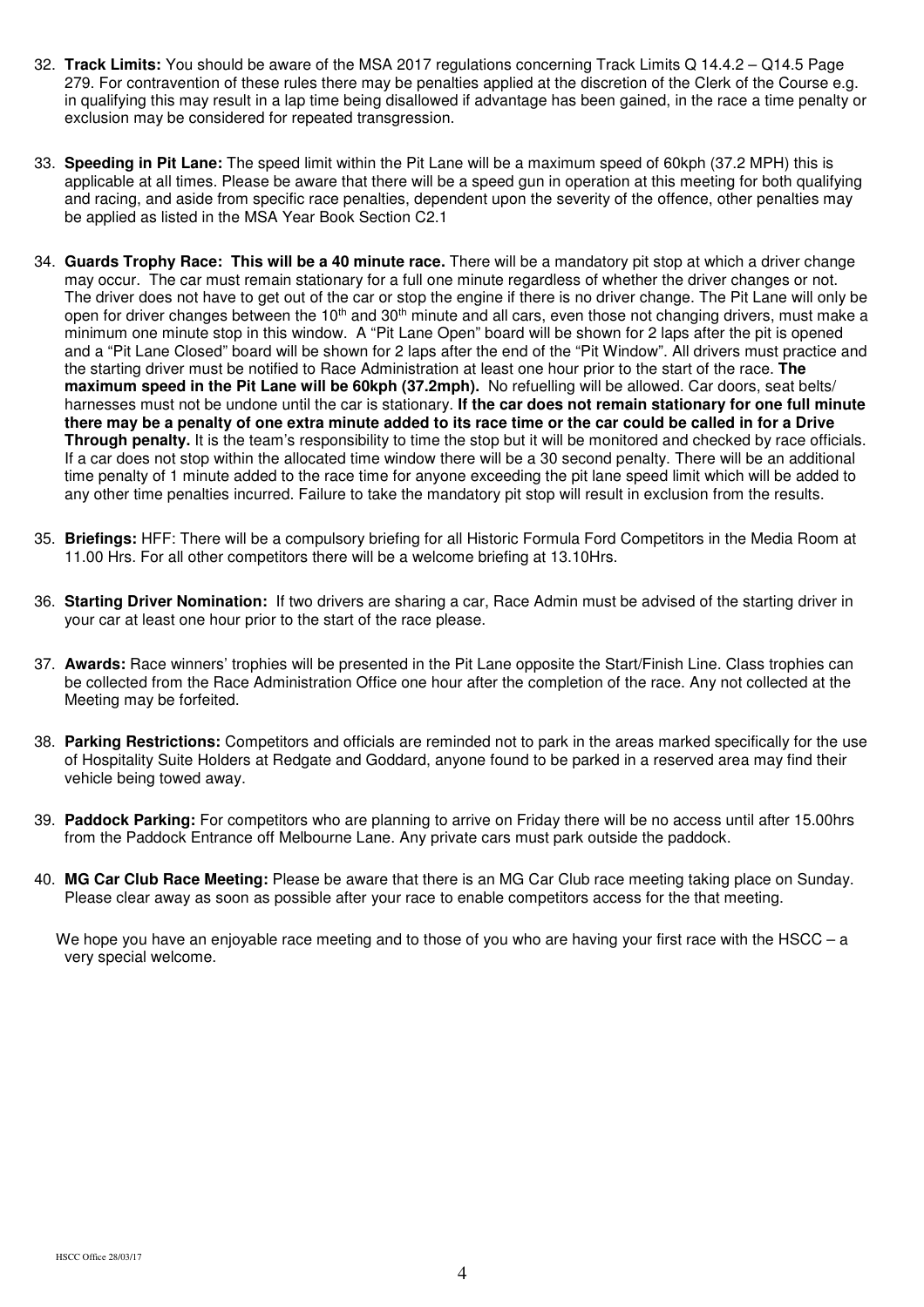32. **Track Limits:** You should be aware of the MSA 2017 regulations concerning Track Limits Q 14.4.2 – Q14.5 Page 279. For contravention of these rules there may be penalties applied at the discretion of the Clerk of the Course e.g. in qualifying this may result in a lap time being disallowed if advantage has been gained, in the race a time penalty or exclusion may be considered for repeated transgression.

33. **Speeding in Pit Lane:** The speed limit within the Pit Lane will be a maximum speed of 60kph (37.2 MPH) this is applicable at all times. Please be aware that there will be a speed gun in operation at this meeting for both qualifying and racing, and aside from specific race penalties, dependent upon the severity of the offence, other penalties may be applied as listed in the MSA Year Book Section C2.1

34. **Guards Trophy Race: This will be a 40 minute race.** There will be a mandatory pit stop at which a driver change may occur. The car must remain stationary for a full one minute regardless of whether the driver changes or not. The driver does not have to get out of the car or stop the engine if there is no driver change. The Pit Lane will only be open for driver changes between the 10th and 30th minute and all cars, even those not changing drivers, must make a minimum one minute stop in this window. A "Pit Lane Open" board will be shown for 2 laps after the pit is opened and a "Pit Lane Closed" board will be shown for 2 laps after the end of the "Pit Window". All drivers must practice and the starting driver must be notified to Race Administration at least one hour prior to the start of the race. **The maximum speed in the Pit Lane will be 60kph (37.2mph).** No refuelling will be allowed. Car doors, seat belts/ harnesses must not be undone until the car is stationary. **If the car does not remain stationary for one full minute there may be a penalty of one extra minute added to its race time or the car could be called in for a Drive Through penalty.** It is the team's responsibility to time the stop but it will be monitored and checked by race officials. If a car does not stop within the allocated time window there will be a 30 second penalty. There will be an additional time penalty of 1 minute added to the race time for anyone exceeding the pit lane speed limit which will be added to any other time penalties incurred. Failure to take the mandatory pit stop will result in exclusion from the results.

35. **Briefings:** HFF: There will be a compulsory briefing for all Historic Formula Ford Competitors in the Media Room at 11.00 Hrs. For all other competitors there will be a welcome briefing at 13.10Hrs.

36. **Starting Driver Nomination:** If two drivers are sharing a car, Race Admin must be advised of the starting driver in your car at least one hour prior to the start of the race please.

37. **Awards:** Race winners' trophies will be presented in the Pit Lane opposite the Start/Finish Line. Class trophies can be collected from the Race Administration Office one hour after the completion of the race. Any not collected at the Meeting may be forfeited.

38. **Parking Restrictions:** Competitors and officials are reminded not to park in the areas marked specifically for the use of Hospitality Suite Holders at Redgate and Goddard, anyone found to be parked in a reserved area may find their vehicle being towed away.

39. **Paddock Parking:** For competitors who are planning to arrive on Friday there will be no access until after 15.00hrs from the Paddock Entrance off Melbourne Lane. Any private cars must park outside the paddock.

40. **MG Car Club Race Meeting:** Please be aware that there is an MG Car Club race meeting taking place on Sunday. Please clear away as soon as possible after your race to enable competitors access for the that meeting.

We hope you have an enjoyable race meeting and to those of you who are having your first race with the HSCC – a very special welcome.

HSCC Office 28/03/17